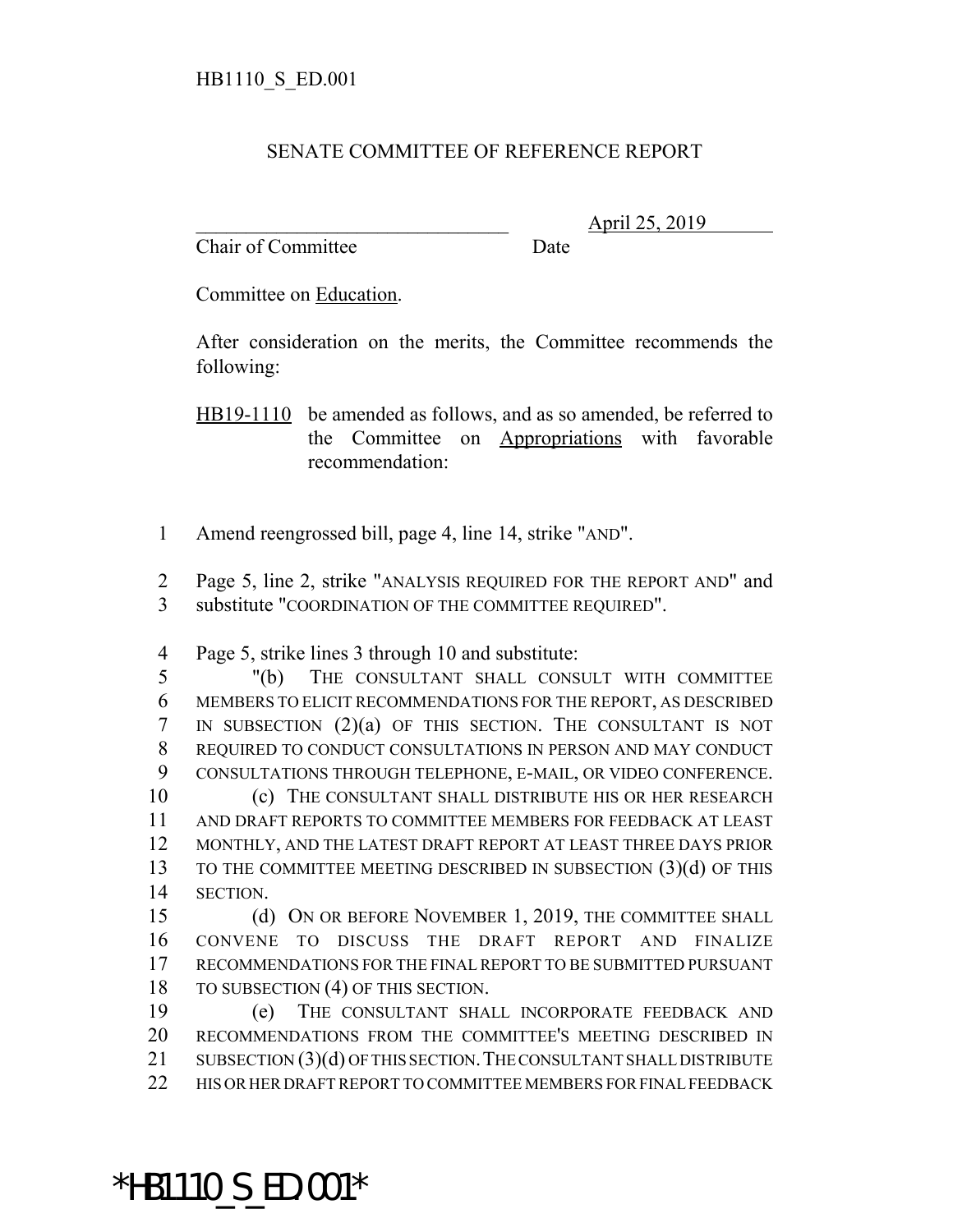HB1110_S_ED.001

SENATE COMMITTEE OF REFERENCE REPORT

_______________________________ April 25, 2019
Chair of Committee Date

Committee on Education.

After consideration on the merits, the Committee recommends the following:

HB19-1110 be amended as follows, and as so amended, be referred to the Committee on Appropriations with favorable recommendation:

1 Amend reengrossed bill, page 4, line 14, strike "AND".

2 Page 5, line 2, strike "ANALYSIS REQUIRED FOR THE REPORT AND" and
3 substitute "COORDINATION OF THE COMMITTEE REQUIRED".

4 Page 5, strike lines 3 through 10 and substitute:
5 "(b) THE CONSULTANT SHALL CONSULT WITH COMMITTEE
6 MEMBERS TO ELICIT RECOMMENDATIONS FOR THE REPORT, AS DESCRIBED
7 IN SUBSECTION (2)(a) OF THIS SECTION. THE CONSULTANT IS NOT
8 REQUIRED TO CONDUCT CONSULTATIONS IN PERSON AND MAY CONDUCT
9 CONSULTATIONS THROUGH TELEPHONE, E-MAIL, OR VIDEO CONFERENCE.
10 (c) THE CONSULTANT SHALL DISTRIBUTE HIS OR HER RESEARCH
11 AND DRAFT REPORTS TO COMMITTEE MEMBERS FOR FEEDBACK AT LEAST
12 MONTHLY, AND THE LATEST DRAFT REPORT AT LEAST THREE DAYS PRIOR
13 TO THE COMMITTEE MEETING DESCRIBED IN SUBSECTION (3)(d) OF THIS
14 SECTION.
15 (d) ON OR BEFORE NOVEMBER 1, 2019, THE COMMITTEE SHALL
16 CONVENE TO DISCUSS THE DRAFT REPORT AND FINALIZE
17 RECOMMENDATIONS FOR THE FINAL REPORT TO BE SUBMITTED PURSUANT
18 TO SUBSECTION (4) OF THIS SECTION.
19 (e) THE CONSULTANT SHALL INCORPORATE FEEDBACK AND
20 RECOMMENDATIONS FROM THE COMMITTEE'S MEETING DESCRIBED IN
21 SUBSECTION (3)(d) OF THIS SECTION. THE CONSULTANT SHALL DISTRIBUTE
22 HIS OR HER DRAFT REPORT TO COMMITTEE MEMBERS FOR FINAL FEEDBACK

*HB1110_S_ED.001*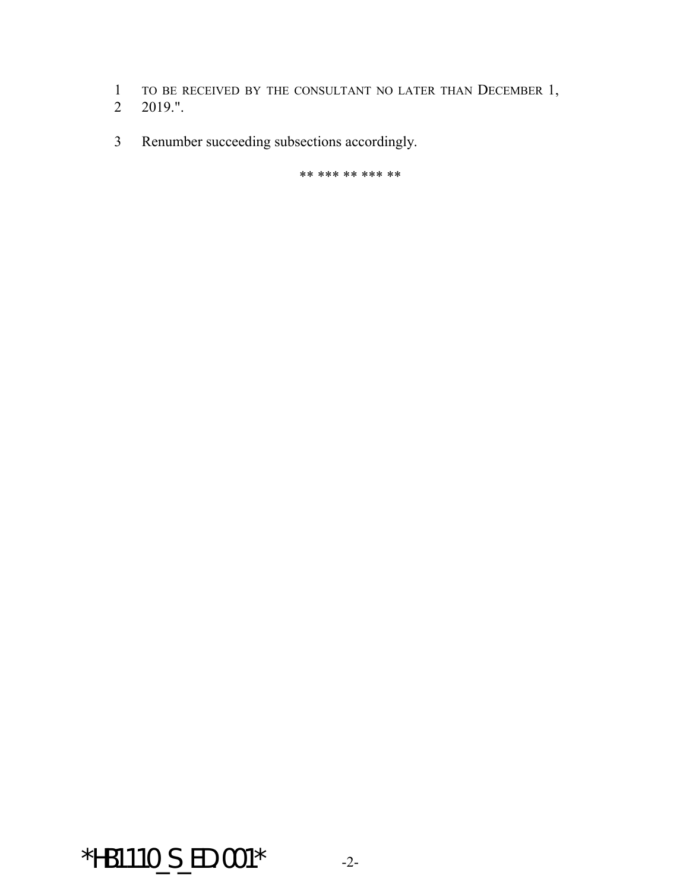1 TO BE RECEIVED BY THE CONSULTANT NO LATER THAN DECEMBER 1,
2 2019.".

3 Renumber succeeding subsections accordingly.

** *** ** *** **

*HB1110_S_ED.001*